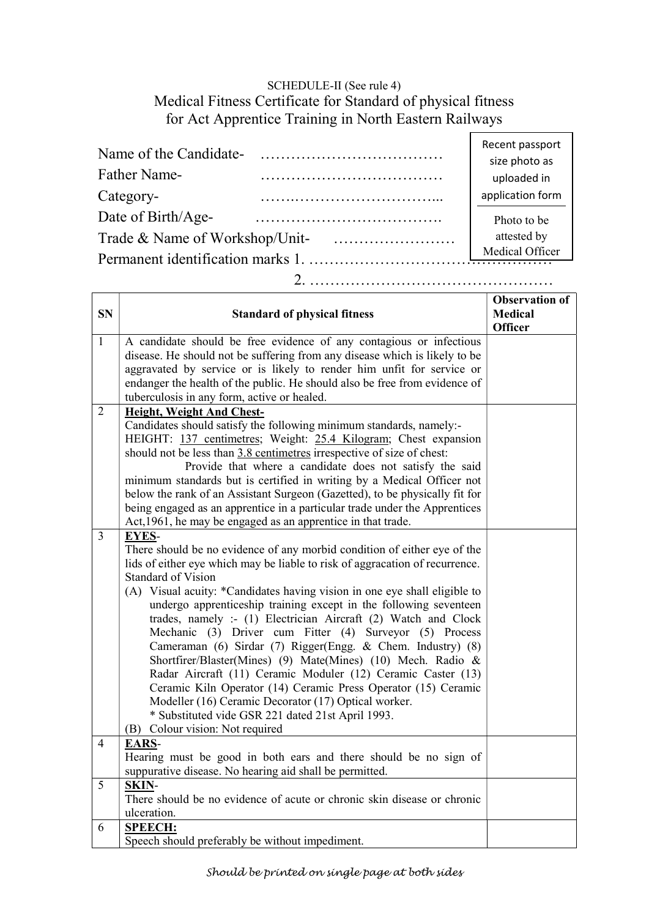SCHEDULE-II (See rule 4)

# Medical Fitness Certificate for Standard of physical fitness for Act Apprentice Training in North Eastern Railways

| Recent passport size photo as uploaded in application form |
|---|
| Photo to be attested by Medical Officer |

Name of the Candidate- ………………………………

Father Name- ………………………………

Category- …….…………………………...

Date of Birth/Age- ……………………………….

Trade & Name of Workshop/Unit- ……………………

Permanent identification marks 1. …………………………………………

2. …………………………………………

| SN | Standard of physical fitness | Observation of Medical Officer |
|---|---|---|
| 1 | A candidate should be free evidence of any contagious or infectious disease. He should not be suffering from any disease which is likely to be aggravated by service or is likely to render him unfit for service or endanger the health of the public. He should also be free from evidence of tuberculosis in any form, active or healed. | |
| 2 | **Height, Weight And Chest-**<br>Candidates should satisfy the following minimum standards, namely:-<br>HEIGHT: 137 centimetres; Weight: 25.4 Kilogram; Chest expansion should not be less than 3.8 centimetres irrespective of size of chest:<br>Provide that where a candidate does not satisfy the said minimum standards but is certified in writing by a Medical Officer not below the rank of an Assistant Surgeon (Gazetted), to be physically fit for being engaged as an apprentice in a particular trade under the Apprentices Act,1961, he may be engaged as an apprentice in that trade. | |
| 3 | **EYES**-<br>There should be no evidence of any morbid condition of either eye of the lids of either eye which may be liable to risk of aggracation of recurrence.<br>Standard of Vision<br>(A) Visual acuity: *Candidates having vision in one eye shall eligible to undergo apprenticeship training except in the following seventeen trades, namely :- (1) Electrician Aircraft (2) Watch and Clock Mechanic (3) Driver cum Fitter (4) Surveyor (5) Process Cameraman (6) Sirdar (7) Rigger(Engg. & Chem. Industry) (8) Shortfirer/Blaster(Mines) (9) Mate(Mines) (10) Mech. Radio & Radar Aircraft (11) Ceramic Moduler (12) Ceramic Caster (13) Ceramic Kiln Operator (14) Ceramic Press Operator (15) Ceramic Modeller (16) Ceramic Decorator (17) Optical worker.<br>* Substituted vide GSR 221 dated 21st April 1993.<br>(B) Colour vision: Not required | |
| 4 | **EARS**-<br>Hearing must be good in both ears and there should be no sign of suppurative disease. No hearing aid shall be permitted. | |
| 5 | **SKIN**-<br>There should be no evidence of acute or chronic skin disease or chronic ulceration. | |
| 6 | **SPEECH:**<br>Speech should preferably be without impediment. | |

*Should be printed on single page at both sides*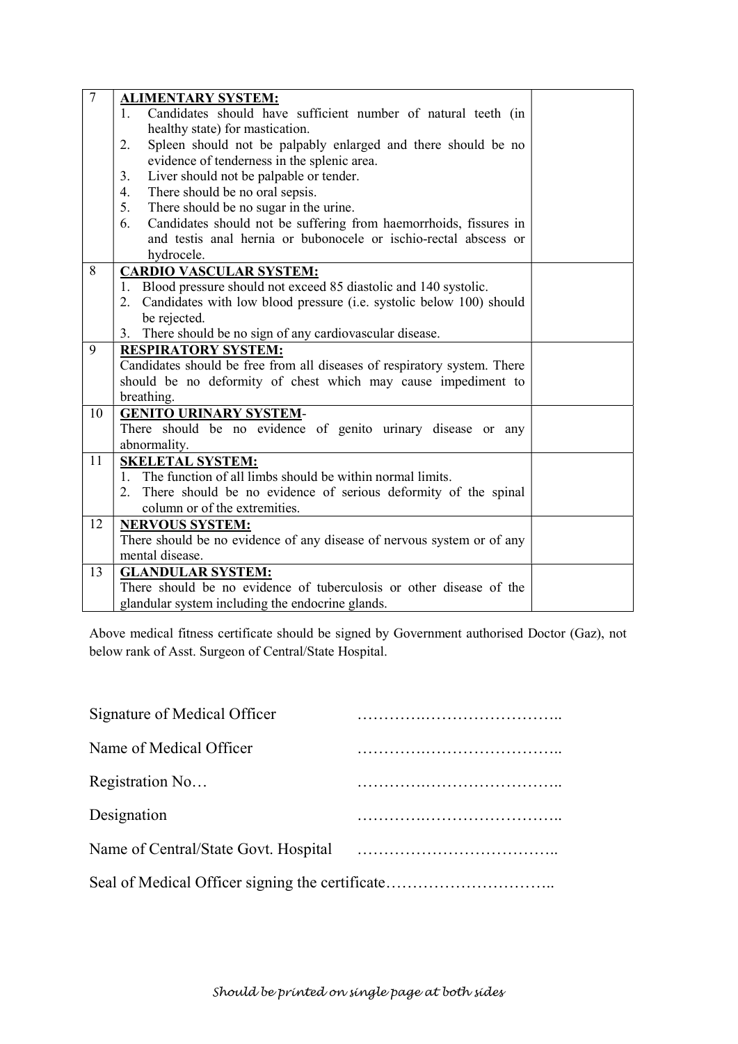| | | |
|---|---|---|
| 7 | **ALIMENTARY SYSTEM:**<br>1. Candidates should have sufficient number of natural teeth (in healthy state) for mastication.<br>2. Spleen should not be palpably enlarged and there should be no evidence of tenderness in the splenic area.<br>3. Liver should not be palpable or tender.<br>4. There should be no oral sepsis.<br>5. There should be no sugar in the urine.<br>6. Candidates should not be suffering from haemorrhoids, fissures in and testis anal hernia or bubonocele or ischio-rectal abscess or hydrocele. | |
| 8 | **CARDIO VASCULAR SYSTEM:**<br>1. Blood pressure should not exceed 85 diastolic and 140 systolic.<br>2. Candidates with low blood pressure (i.e. systolic below 100) should be rejected.<br>3. There should be no sign of any cardiovascular disease. | |
| 9 | **RESPIRATORY SYSTEM:**<br>Candidates should be free from all diseases of respiratory system. There should be no deformity of chest which may cause impediment to breathing. | |
| 10 | **GENITO URINARY SYSTEM**-<br>There should be no evidence of genito urinary disease or any abnormality. | |
| 11 | **SKELETAL SYSTEM:**<br>1. The function of all limbs should be within normal limits.<br>2. There should be no evidence of serious deformity of the spinal column or of the extremities. | |
| 12 | **NERVOUS SYSTEM:**<br>There should be no evidence of any disease of nervous system or of any mental disease. | |
| 13 | **GLANDULAR SYSTEM:**<br>There should be no evidence of tuberculosis or other disease of the glandular system including the endocrine glands. | |

Above medical fitness certificate should be signed by Government authorised Doctor (Gaz), not below rank of Asst. Surgeon of Central/State Hospital.

Signature of Medical Officer ………….……………………..

Name of Medical Officer ………….……………………..

Registration No… ………….……………………..

Designation ………….……………………..

Name of Central/State Govt. Hospital ………………………………..

Seal of Medical Officer signing the certificate…………………………..

*Should be printed on single page at both sides*